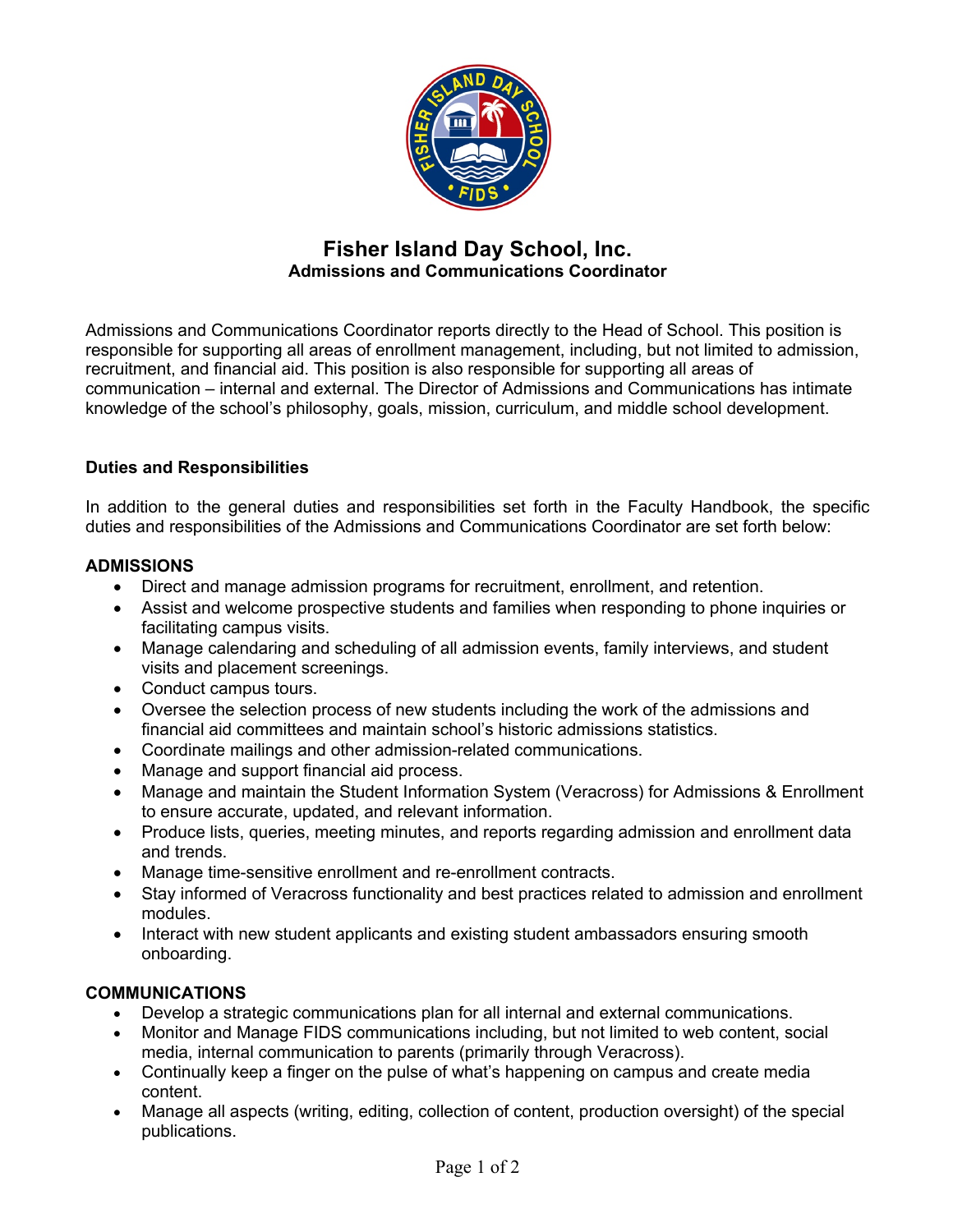# Fisher Island Day School, Inc.

## Admissions and Communications Coordinator

Admissions and Communications Coordinator reports directly to the Head of School. This position is responsible for supporting all areas of enrollment management, including, but not limited to admission, recruitment, and financial aid. This position is also responsible for supporting all areas of communication – internal and external. The Director of Admissions and Communications has intimate knowledge of the school's philosophy, goals, mission, curriculum, and middle school development.

### Duties and Responsibilities

In addition to the general duties and responsibilities set forth in the Faculty Handbook, the specific duties and responsibilities of the Admissions and Communications Coordinator are set forth below:

#### ADMISSIONS

- Direct and manage admission programs for recruitment, enrollment, and retention.
- Assist and welcome prospective students and families when responding to phone inquiries or facilitating campus visits.
- Manage calendaring and scheduling of all admission events, family interviews, and student visits and placement screenings.
- Conduct campus tours.
- Oversee the selection process of new students including the work of the admissions and financial aid committees and maintain school's historic admissions statistics.
- Coordinate mailings and other admission-related communications.
- Manage and support financial aid process.
- Manage and maintain the Student Information System (Veracross) for Admissions & Enrollment to ensure accurate, updated, and relevant information.
- Produce lists, queries, meeting minutes, and reports regarding admission and enrollment data and trends.
- Manage time-sensitive enrollment and re-enrollment contracts.
- Stay informed of Veracross functionality and best practices related to admission and enrollment modules.
- Interact with new student applicants and existing student ambassadors ensuring smooth onboarding.

#### COMMUNICATIONS

- Develop a strategic communications plan for all internal and external communications.
- Monitor and Manage FIDS communications including, but not limited to web content, social media, internal communication to parents (primarily through Veracross).
- Continually keep a finger on the pulse of what's happening on campus and create media content.
- Manage all aspects (writing, editing, collection of content, production oversight) of the special publications.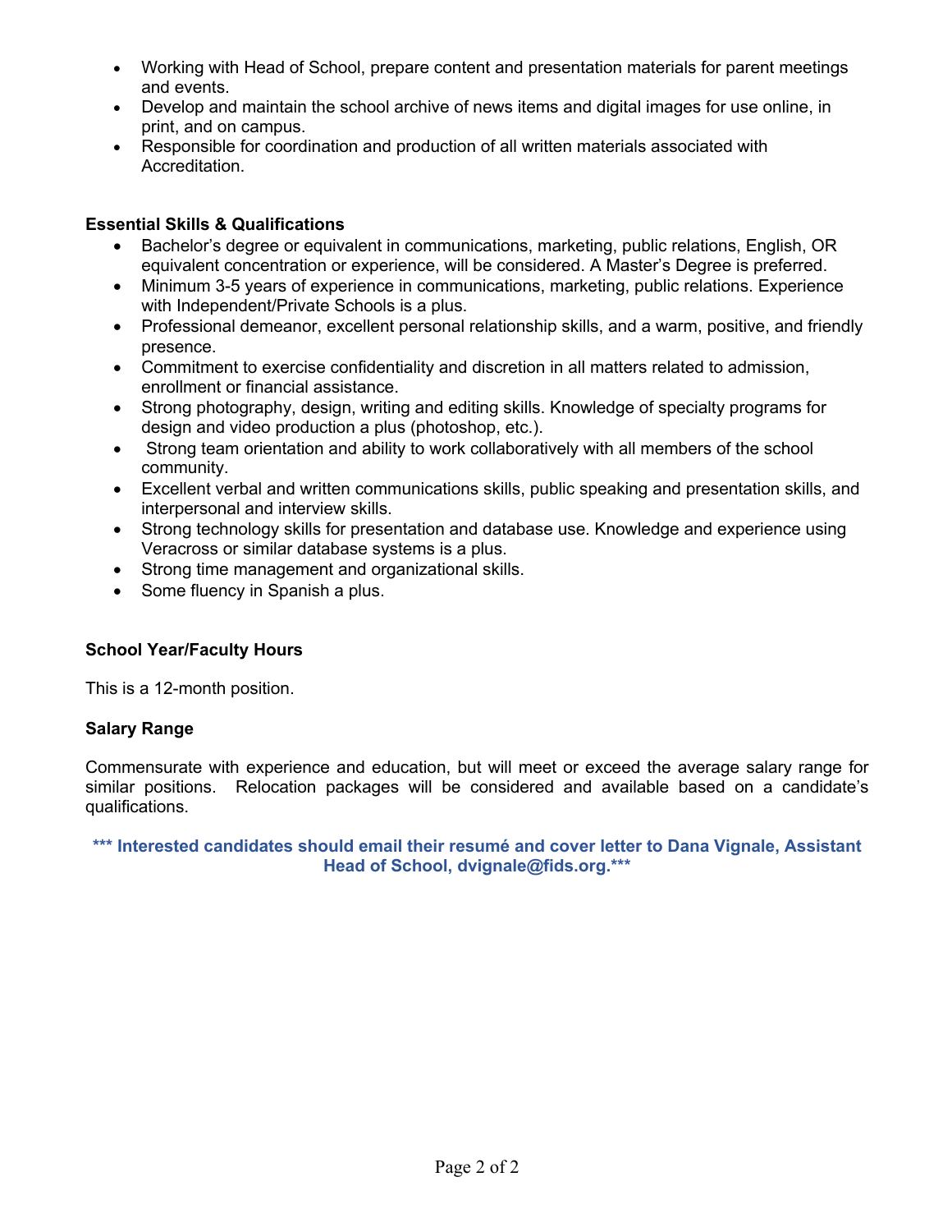- Working with Head of School, prepare content and presentation materials for parent meetings and events.
- Develop and maintain the school archive of news items and digital images for use online, in print, and on campus.
- Responsible for coordination and production of all written materials associated with Accreditation.

**Essential Skills & Qualifications**

- Bachelor's degree or equivalent in communications, marketing, public relations, English, OR equivalent concentration or experience, will be considered. A Master's Degree is preferred.
- Minimum 3-5 years of experience in communications, marketing, public relations. Experience with Independent/Private Schools is a plus.
- Professional demeanor, excellent personal relationship skills, and a warm, positive, and friendly presence.
- Commitment to exercise confidentiality and discretion in all matters related to admission, enrollment or financial assistance.
- Strong photography, design, writing and editing skills. Knowledge of specialty programs for design and video production a plus (photoshop, etc.).
- Strong team orientation and ability to work collaboratively with all members of the school community.
- Excellent verbal and written communications skills, public speaking and presentation skills, and interpersonal and interview skills.
- Strong technology skills for presentation and database use. Knowledge and experience using Veracross or similar database systems is a plus.
- Strong time management and organizational skills.
- Some fluency in Spanish a plus.

**School Year/Faculty Hours**

This is a 12-month position.

**Salary Range**

Commensurate with experience and education, but will meet or exceed the average salary range for similar positions. Relocation packages will be considered and available based on a candidate's qualifications.

**\*\*\* Interested candidates should email their resumé and cover letter to Dana Vignale, Assistant Head of School, dvignale@fids.org.\*\*\***